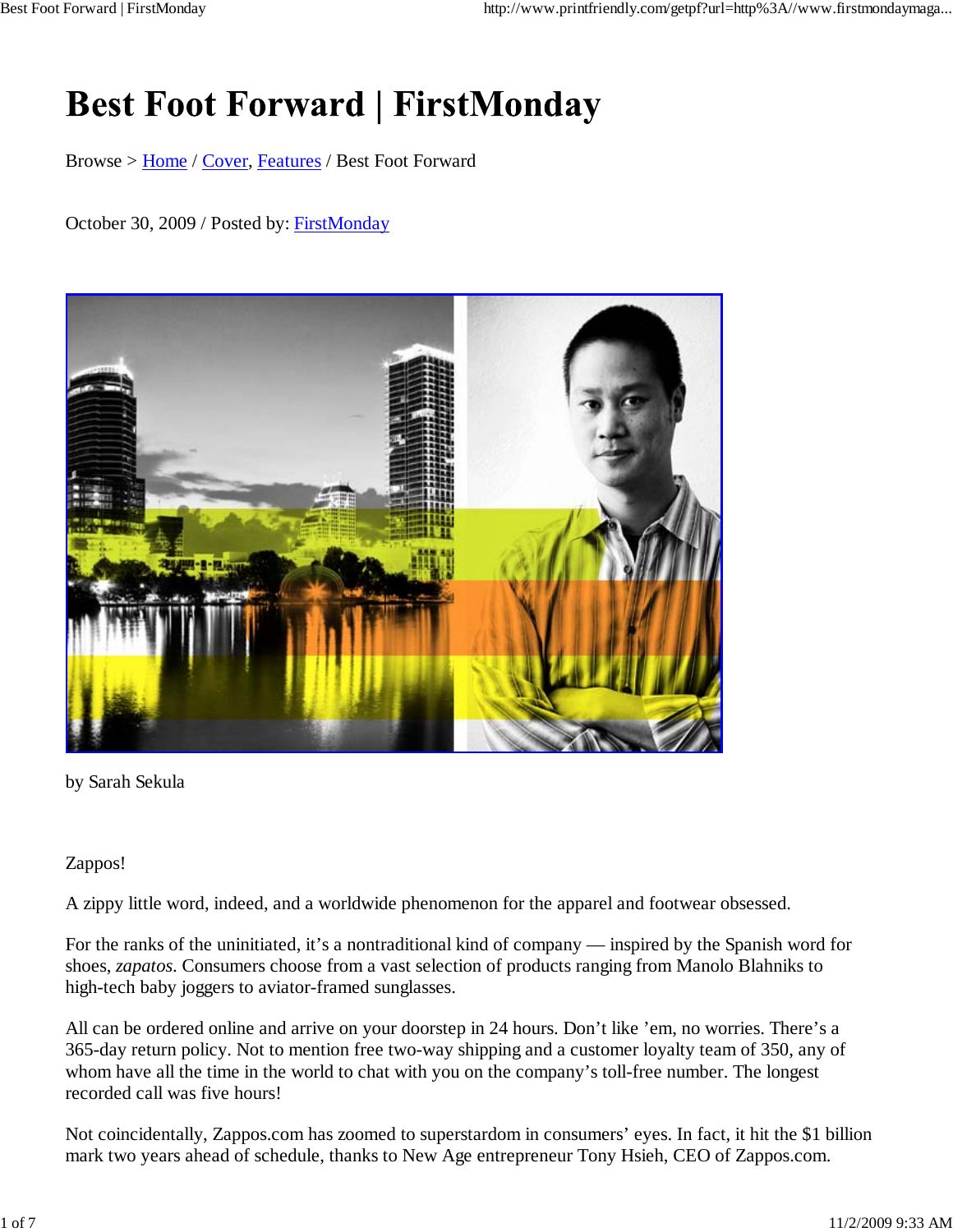# Best Foot Forward | FirstMonday

Browse > Home / Cover, Features / Best Foot Forward

October 30, 2009 / Posted by: FirstMonday

by Sarah Sekula

Zappos!

A zippy little word, indeed, and a worldwide phenomenon for the apparel and footwear obsessed.

For the ranks of the uninitiated, it's a nontraditional kind of company — inspired by the Spanish word for shoes, *zapatos*. Consumers choose from a vast selection of products ranging from Manolo Blahniks to high-tech baby joggers to aviator-framed sunglasses.

All can be ordered online and arrive on your doorstep in 24 hours. Don't like 'em, no worries. There's a 365-day return policy. Not to mention free two-way shipping and a customer loyalty team of 350, any of whom have all the time in the world to chat with you on the company's toll-free number. The longest recorded call was five hours!

Not coincidentally, Zappos.com has zoomed to superstardom in consumers' eyes. In fact, it hit the $1 billion mark two years ahead of schedule, thanks to New Age entrepreneur Tony Hsieh, CEO of Zappos.com.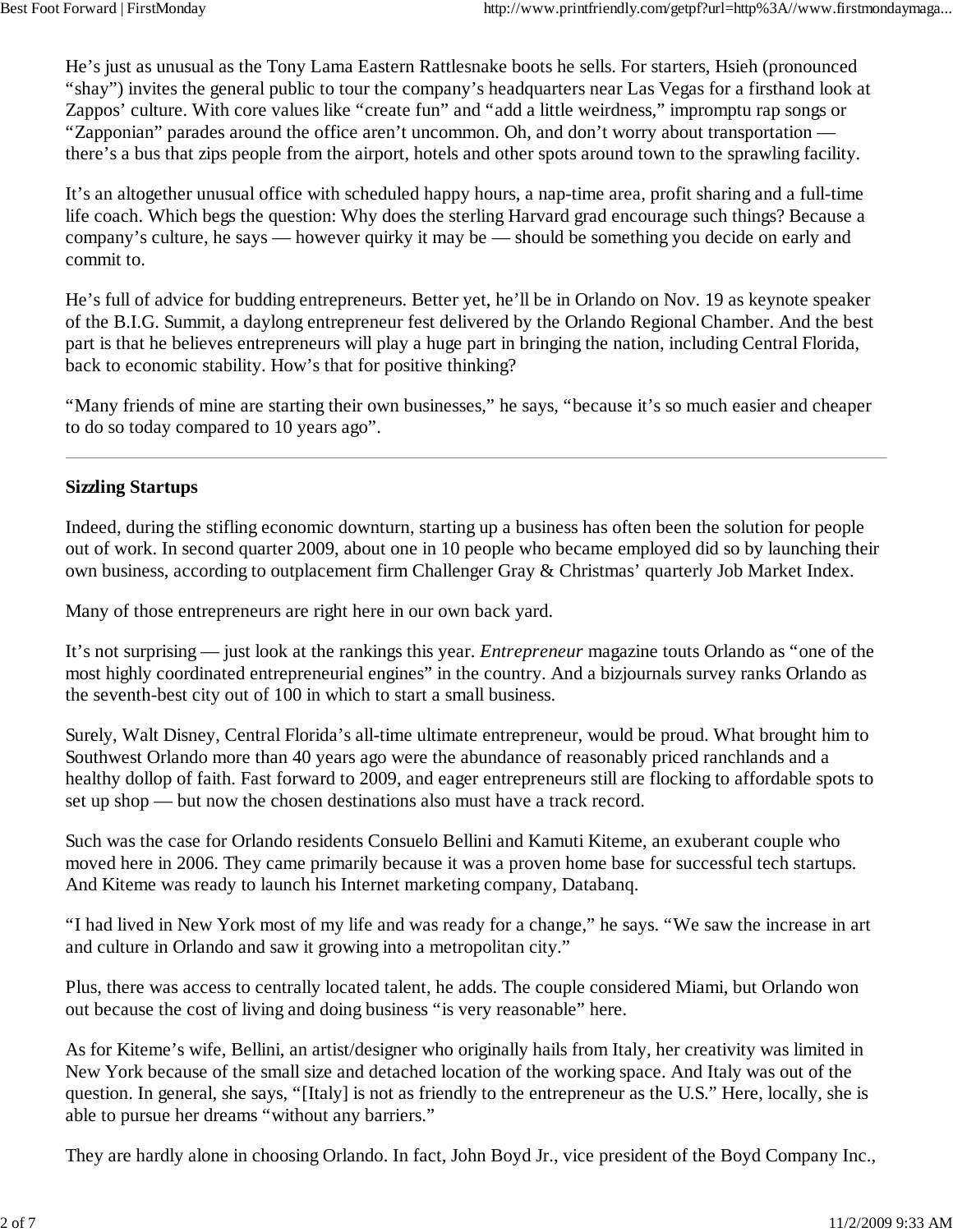He's just as unusual as the Tony Lama Eastern Rattlesnake boots he sells. For starters, Hsieh (pronounced "shay") invites the general public to tour the company's headquarters near Las Vegas for a firsthand look at Zappos' culture. With core values like "create fun" and "add a little weirdness," impromptu rap songs or "Zapponian" parades around the office aren't uncommon. Oh, and don't worry about transportation — there's a bus that zips people from the airport, hotels and other spots around town to the sprawling facility.

It's an altogether unusual office with scheduled happy hours, a nap-time area, profit sharing and a full-time life coach. Which begs the question: Why does the sterling Harvard grad encourage such things? Because a company's culture, he says — however quirky it may be — should be something you decide on early and commit to.

He's full of advice for budding entrepreneurs. Better yet, he'll be in Orlando on Nov. 19 as keynote speaker of the B.I.G. Summit, a daylong entrepreneur fest delivered by the Orlando Regional Chamber. And the best part is that he believes entrepreneurs will play a huge part in bringing the nation, including Central Florida, back to economic stability. How's that for positive thinking?

"Many friends of mine are starting their own businesses," he says, "because it's so much easier and cheaper to do so today compared to 10 years ago".

---

**Sizzling Startups**

Indeed, during the stifling economic downturn, starting up a business has often been the solution for people out of work. In second quarter 2009, about one in 10 people who became employed did so by launching their own business, according to outplacement firm Challenger Gray & Christmas' quarterly Job Market Index.

Many of those entrepreneurs are right here in our own back yard.

It's not surprising — just look at the rankings this year. *Entrepreneur* magazine touts Orlando as "one of the most highly coordinated entrepreneurial engines" in the country. And a bizjournals survey ranks Orlando as the seventh-best city out of 100 in which to start a small business.

Surely, Walt Disney, Central Florida's all-time ultimate entrepreneur, would be proud. What brought him to Southwest Orlando more than 40 years ago were the abundance of reasonably priced ranchlands and a healthy dollop of faith. Fast forward to 2009, and eager entrepreneurs still are flocking to affordable spots to set up shop — but now the chosen destinations also must have a track record.

Such was the case for Orlando residents Consuelo Bellini and Kamuti Kiteme, an exuberant couple who moved here in 2006. They came primarily because it was a proven home base for successful tech startups. And Kiteme was ready to launch his Internet marketing company, Databanq.

"I had lived in New York most of my life and was ready for a change," he says. "We saw the increase in art and culture in Orlando and saw it growing into a metropolitan city."

Plus, there was access to centrally located talent, he adds. The couple considered Miami, but Orlando won out because the cost of living and doing business "is very reasonable" here.

As for Kiteme's wife, Bellini, an artist/designer who originally hails from Italy, her creativity was limited in New York because of the small size and detached location of the working space. And Italy was out of the question. In general, she says, "[Italy] is not as friendly to the entrepreneur as the U.S." Here, locally, she is able to pursue her dreams "without any barriers."

They are hardly alone in choosing Orlando. In fact, John Boyd Jr., vice president of the Boyd Company Inc.,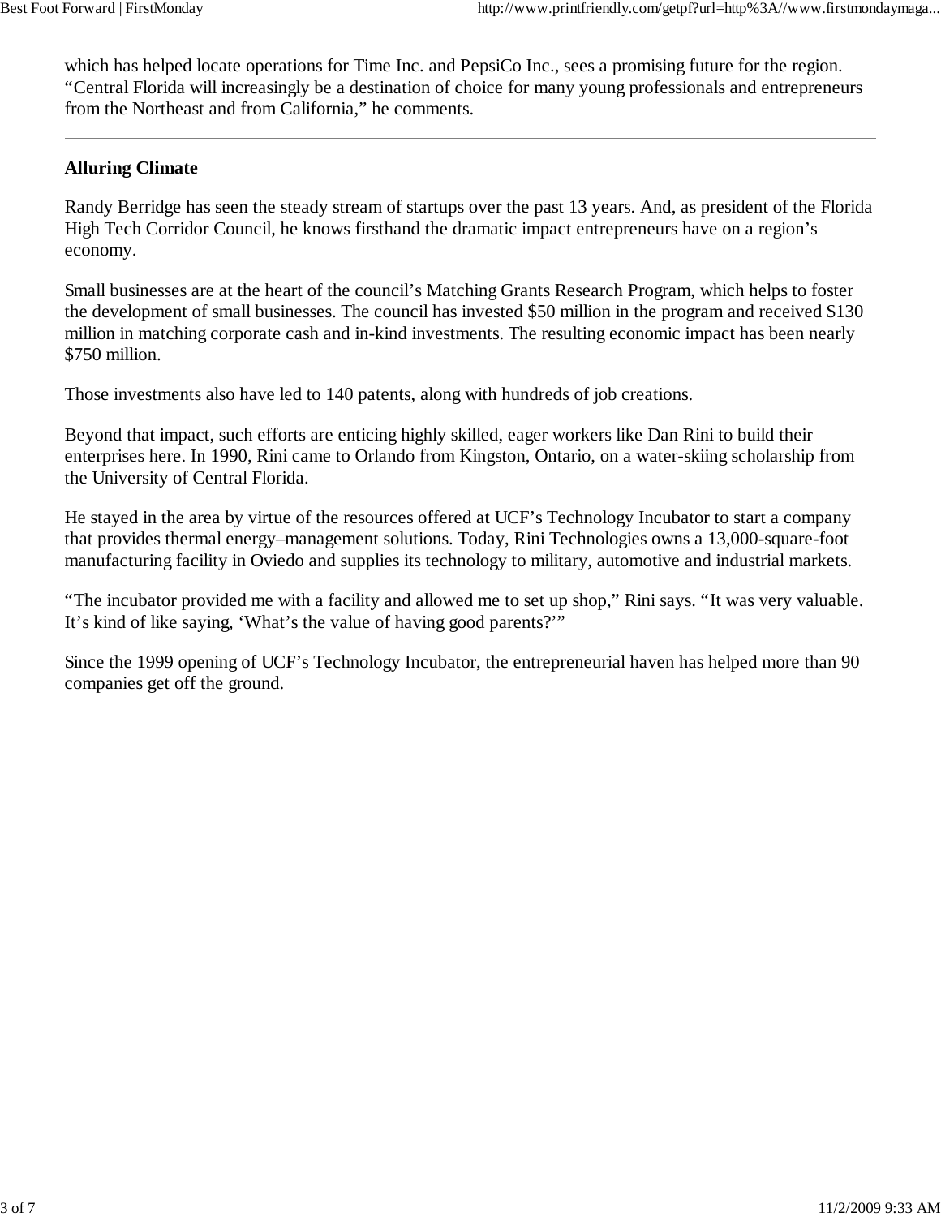which has helped locate operations for Time Inc. and PepsiCo Inc., sees a promising future for the region. “Central Florida will increasingly be a destination of choice for many young professionals and entrepreneurs from the Northeast and from California,” he comments.

---

### Alluring Climate

Randy Berridge has seen the steady stream of startups over the past 13 years. And, as president of the Florida High Tech Corridor Council, he knows firsthand the dramatic impact entrepreneurs have on a region’s economy.

Small businesses are at the heart of the council’s Matching Grants Research Program, which helps to foster the development of small businesses. The council has invested $50 million in the program and received $130 million in matching corporate cash and in-kind investments. The resulting economic impact has been nearly $750 million.

Those investments also have led to 140 patents, along with hundreds of job creations.

Beyond that impact, such efforts are enticing highly skilled, eager workers like Dan Rini to build their enterprises here. In 1990, Rini came to Orlando from Kingston, Ontario, on a water-skiing scholarship from the University of Central Florida.

He stayed in the area by virtue of the resources offered at UCF’s Technology Incubator to start a company that provides thermal energy–management solutions. Today, Rini Technologies owns a 13,000-square-foot manufacturing facility in Oviedo and supplies its technology to military, automotive and industrial markets.

“The incubator provided me with a facility and allowed me to set up shop,” Rini says. “It was very valuable. It’s kind of like saying, ‘What’s the value of having good parents?’”

Since the 1999 opening of UCF’s Technology Incubator, the entrepreneurial haven has helped more than 90 companies get off the ground.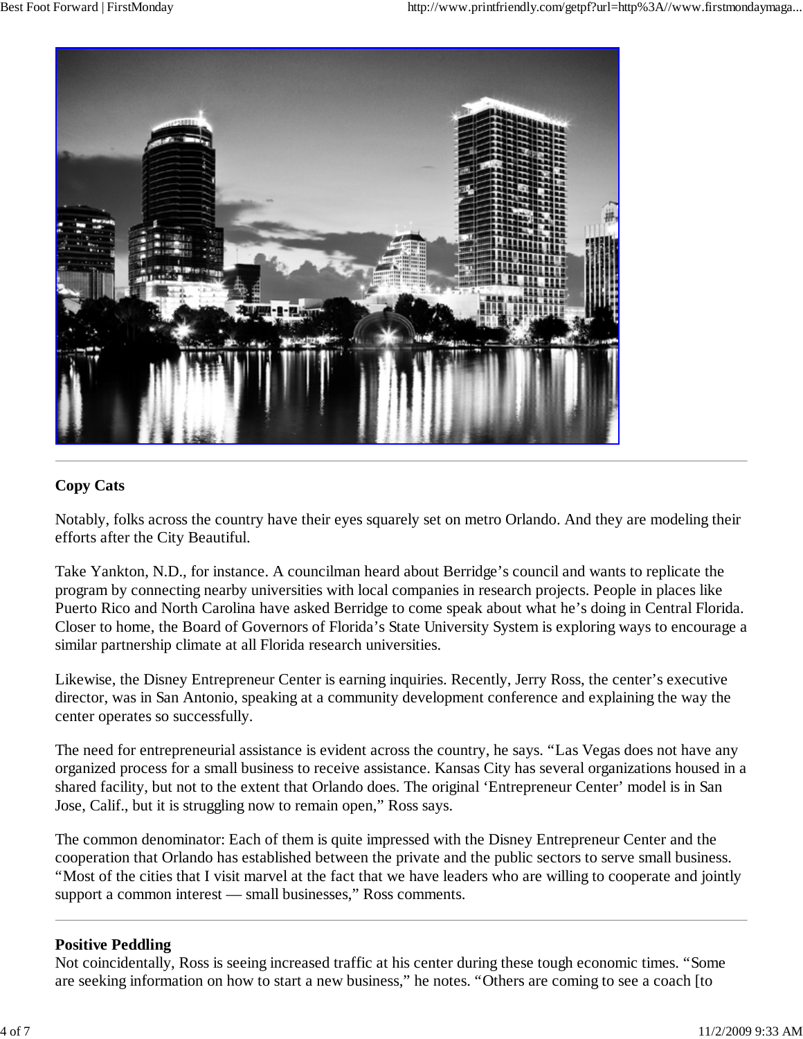## Copy Cats

Notably, folks across the country have their eyes squarely set on metro Orlando. And they are modeling their efforts after the City Beautiful.

Take Yankton, N.D., for instance. A councilman heard about Berridge's council and wants to replicate the program by connecting nearby universities with local companies in research projects. People in places like Puerto Rico and North Carolina have asked Berridge to come speak about what he's doing in Central Florida. Closer to home, the Board of Governors of Florida's State University System is exploring ways to encourage a similar partnership climate at all Florida research universities.

Likewise, the Disney Entrepreneur Center is earning inquiries. Recently, Jerry Ross, the center's executive director, was in San Antonio, speaking at a community development conference and explaining the way the center operates so successfully.

The need for entrepreneurial assistance is evident across the country, he says. "Las Vegas does not have any organized process for a small business to receive assistance. Kansas City has several organizations housed in a shared facility, but not to the extent that Orlando does. The original 'Entrepreneur Center' model is in San Jose, Calif., but it is struggling now to remain open," Ross says.

The common denominator: Each of them is quite impressed with the Disney Entrepreneur Center and the cooperation that Orlando has established between the private and the public sectors to serve small business. "Most of the cities that I visit marvel at the fact that we have leaders who are willing to cooperate and jointly support a common interest — small businesses," Ross comments.

## Positive Peddling

Not coincidentally, Ross is seeing increased traffic at his center during these tough economic times. "Some are seeking information on how to start a new business," he notes. "Others are coming to see a coach [to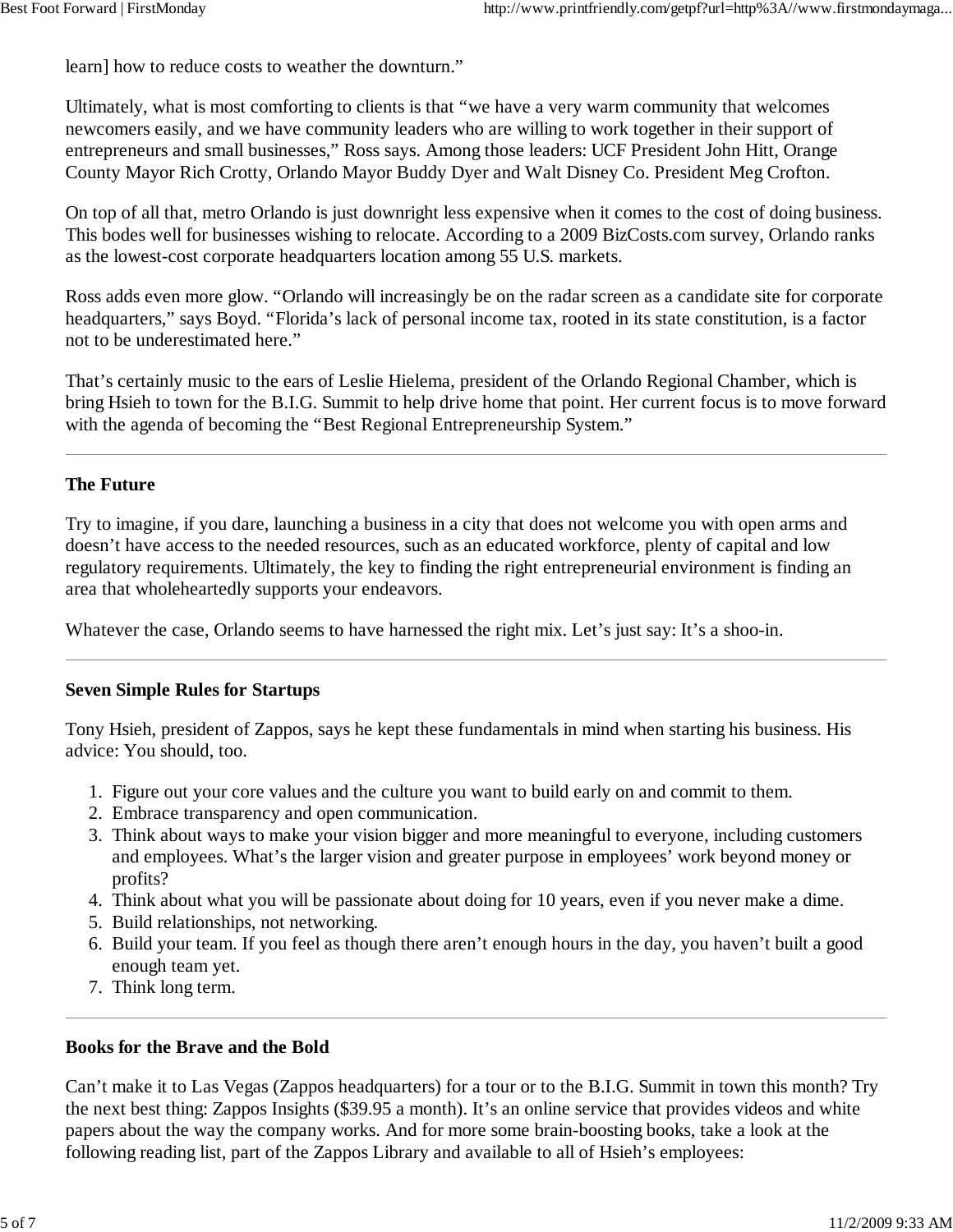learn] how to reduce costs to weather the downturn."

Ultimately, what is most comforting to clients is that "we have a very warm community that welcomes newcomers easily, and we have community leaders who are willing to work together in their support of entrepreneurs and small businesses," Ross says. Among those leaders: UCF President John Hitt, Orange County Mayor Rich Crotty, Orlando Mayor Buddy Dyer and Walt Disney Co. President Meg Crofton.

On top of all that, metro Orlando is just downright less expensive when it comes to the cost of doing business. This bodes well for businesses wishing to relocate. According to a 2009 BizCosts.com survey, Orlando ranks as the lowest-cost corporate headquarters location among 55 U.S. markets.

Ross adds even more glow. "Orlando will increasingly be on the radar screen as a candidate site for corporate headquarters," says Boyd. "Florida's lack of personal income tax, rooted in its state constitution, is a factor not to be underestimated here."

That's certainly music to the ears of Leslie Hielema, president of the Orlando Regional Chamber, which is bring Hsieh to town for the B.I.G. Summit to help drive home that point. Her current focus is to move forward with the agenda of becoming the "Best Regional Entrepreneurship System."

---

### The Future

Try to imagine, if you dare, launching a business in a city that does not welcome you with open arms and doesn't have access to the needed resources, such as an educated workforce, plenty of capital and low regulatory requirements. Ultimately, the key to finding the right entrepreneurial environment is finding an area that wholeheartedly supports your endeavors.

Whatever the case, Orlando seems to have harnessed the right mix. Let's just say: It's a shoo-in.

---

### Seven Simple Rules for Startups

Tony Hsieh, president of Zappos, says he kept these fundamentals in mind when starting his business. His advice: You should, too.

1. Figure out your core values and the culture you want to build early on and commit to them.
2. Embrace transparency and open communication.
3. Think about ways to make your vision bigger and more meaningful to everyone, including customers and employees. What's the larger vision and greater purpose in employees' work beyond money or profits?
4. Think about what you will be passionate about doing for 10 years, even if you never make a dime.
5. Build relationships, not networking.
6. Build your team. If you feel as though there aren't enough hours in the day, you haven't built a good enough team yet.
7. Think long term.

---

### Books for the Brave and the Bold

Can't make it to Las Vegas (Zappos headquarters) for a tour or to the B.I.G. Summit in town this month? Try the next best thing: Zappos Insights ($39.95 a month). It's an online service that provides videos and white papers about the way the company works. And for more some brain-boosting books, take a look at the following reading list, part of the Zappos Library and available to all of Hsieh's employees: